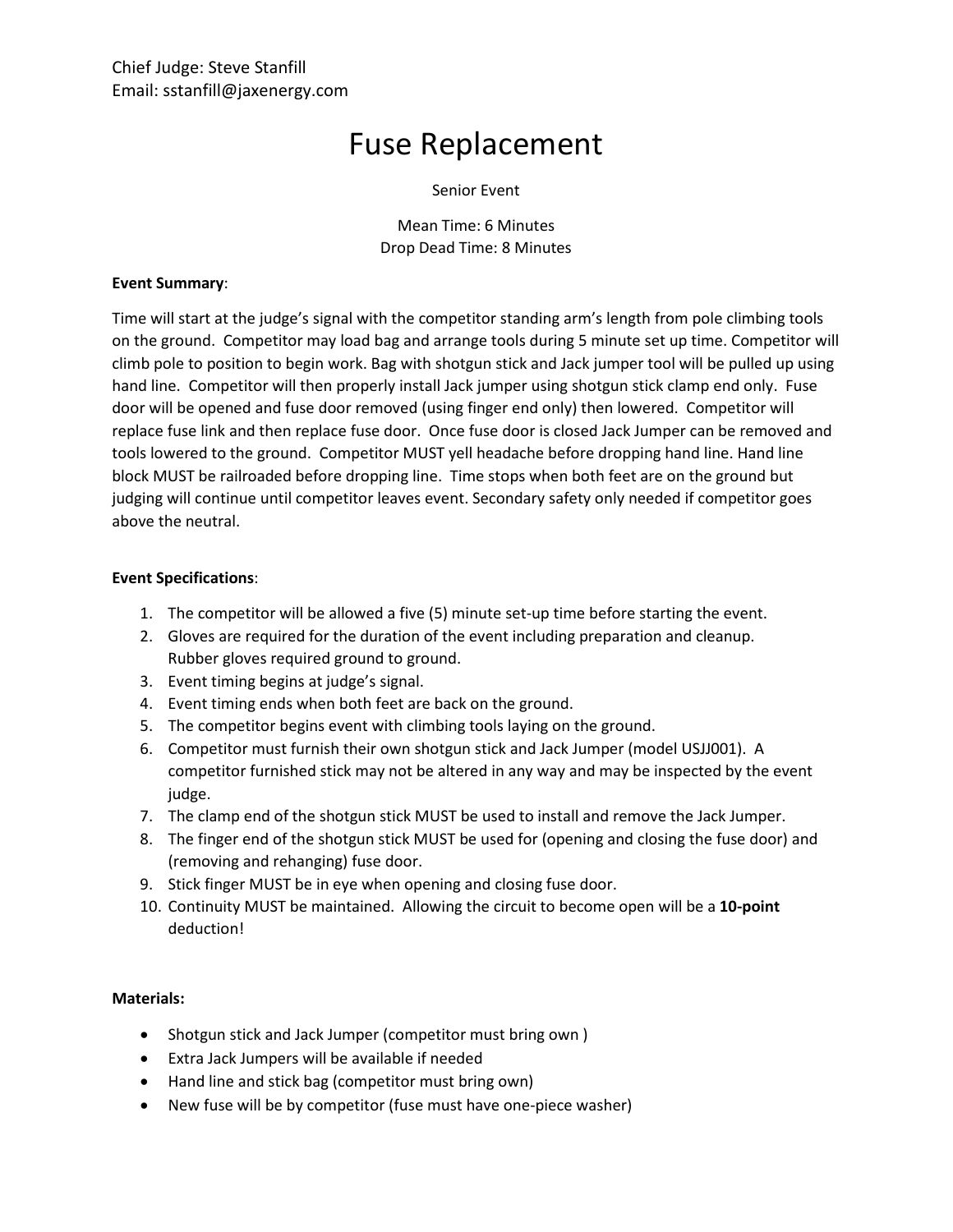Chief Judge: Steve Stanfill
Email: sstanfill@jaxenergy.com

# Fuse Replacement

Senior Event

Mean Time: 6 Minutes
Drop Dead Time: 8 Minutes

**Event Summary**:

Time will start at the judge's signal with the competitor standing arm's length from pole climbing tools on the ground. Competitor may load bag and arrange tools during 5 minute set up time. Competitor will climb pole to position to begin work. Bag with shotgun stick and Jack jumper tool will be pulled up using hand line. Competitor will then properly install Jack jumper using shotgun stick clamp end only. Fuse door will be opened and fuse door removed (using finger end only) then lowered. Competitor will replace fuse link and then replace fuse door. Once fuse door is closed Jack Jumper can be removed and tools lowered to the ground. Competitor MUST yell headache before dropping hand line. Hand line block MUST be railroaded before dropping line. Time stops when both feet are on the ground but judging will continue until competitor leaves event. Secondary safety only needed if competitor goes above the neutral.

**Event Specifications**:

1. The competitor will be allowed a five (5) minute set-up time before starting the event.
2. Gloves are required for the duration of the event including preparation and cleanup. Rubber gloves required ground to ground.
3. Event timing begins at judge's signal.
4. Event timing ends when both feet are back on the ground.
5. The competitor begins event with climbing tools laying on the ground.
6. Competitor must furnish their own shotgun stick and Jack Jumper (model USJJ001). A competitor furnished stick may not be altered in any way and may be inspected by the event judge.
7. The clamp end of the shotgun stick MUST be used to install and remove the Jack Jumper.
8. The finger end of the shotgun stick MUST be used for (opening and closing the fuse door) and (removing and rehanging) fuse door.
9. Stick finger MUST be in eye when opening and closing fuse door.
10. Continuity MUST be maintained. Allowing the circuit to become open will be a **10-point** deduction!

**Materials:**

- Shotgun stick and Jack Jumper (competitor must bring own )
- Extra Jack Jumpers will be available if needed
- Hand line and stick bag (competitor must bring own)
- New fuse will be by competitor (fuse must have one-piece washer)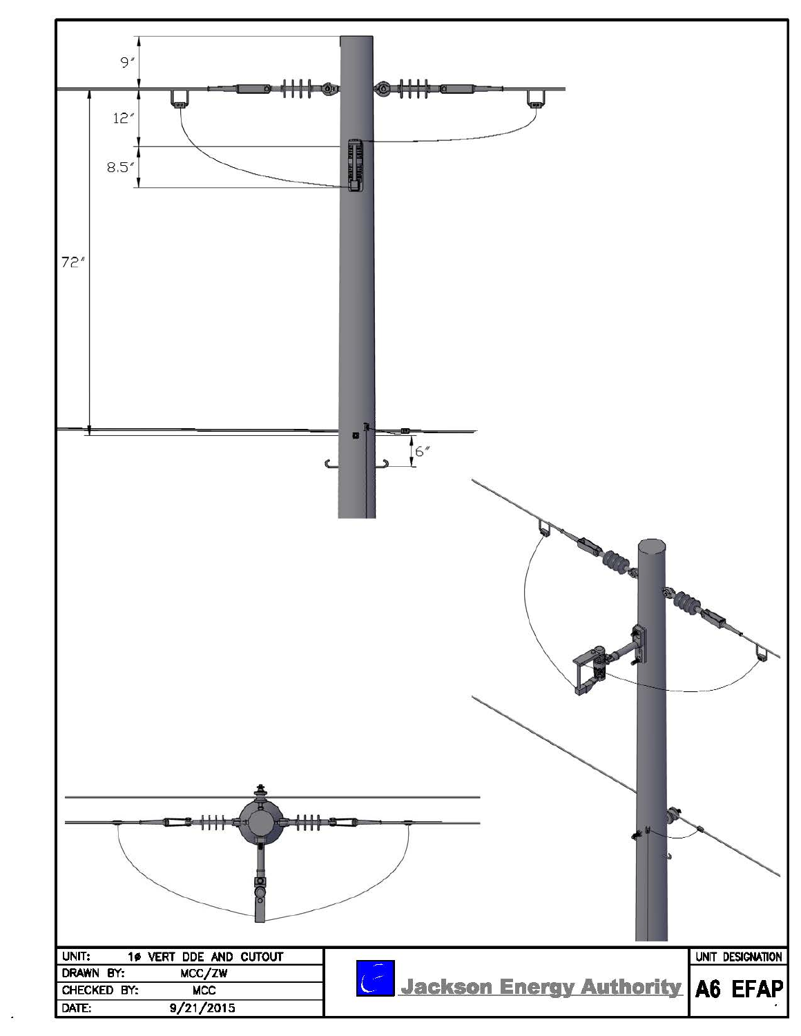9″

12″

8.5″

72″

6″

| | | | |
|---|---|---|---|
| UNIT: | 1ø VERT DDE AND CUTOUT | Jackson Energy Authority | UNIT DESIGNATION |
| DRAWN BY: | MCC/ZW | | A6 EFAP |
| CHECKED BY: | MCC | | |
| DATE: | 9/21/2015 | | |